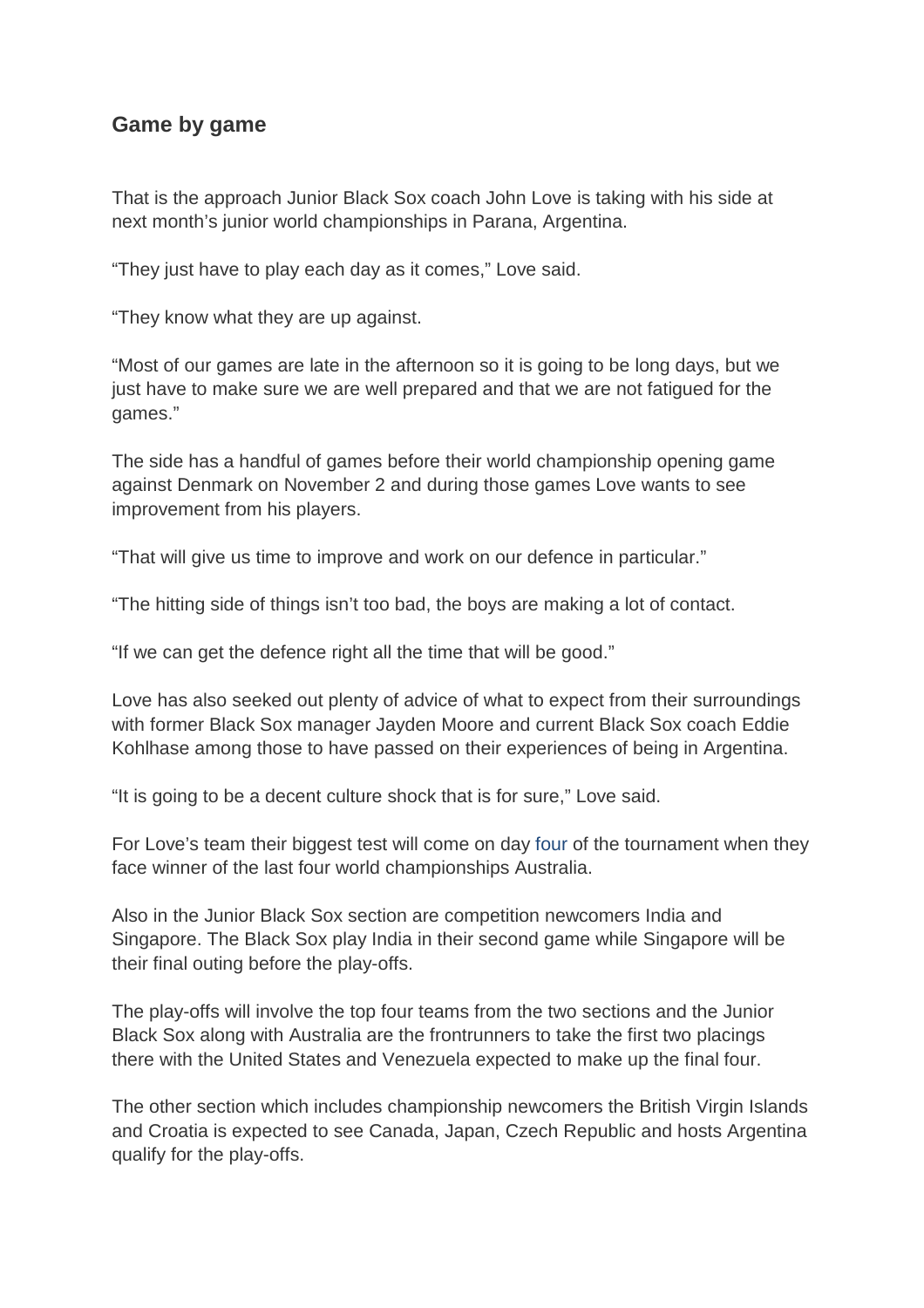## Game by game

That is the approach Junior Black Sox coach John Love is taking with his side at next month's junior world championships in Parana, Argentina.

"They just have to play each day as it comes," Love said.

"They know what they are up against.

"Most of our games are late in the afternoon so it is going to be long days, but we just have to make sure we are well prepared and that we are not fatigued for the games."

The side has a handful of games before their world championship opening game against Denmark on November 2 and during those games Love wants to see improvement from his players.

"That will give us time to improve and work on our defence in particular."

"The hitting side of things isn't too bad, the boys are making a lot of contact.

"If we can get the defence right all the time that will be good."

Love has also seeked out plenty of advice of what to expect from their surroundings with former Black Sox manager Jayden Moore and current Black Sox coach Eddie Kohlhase among those to have passed on their experiences of being in Argentina.

"It is going to be a decent culture shock that is for sure," Love said.

For Love's team their biggest test will come on day four of the tournament when they face winner of the last four world championships Australia.

Also in the Junior Black Sox section are competition newcomers India and Singapore. The Black Sox play India in their second game while Singapore will be their final outing before the play-offs.

The play-offs will involve the top four teams from the two sections and the Junior Black Sox along with Australia are the frontrunners to take the first two placings there with the United States and Venezuela expected to make up the final four.

The other section which includes championship newcomers the British Virgin Islands and Croatia is expected to see Canada, Japan, Czech Republic and hosts Argentina qualify for the play-offs.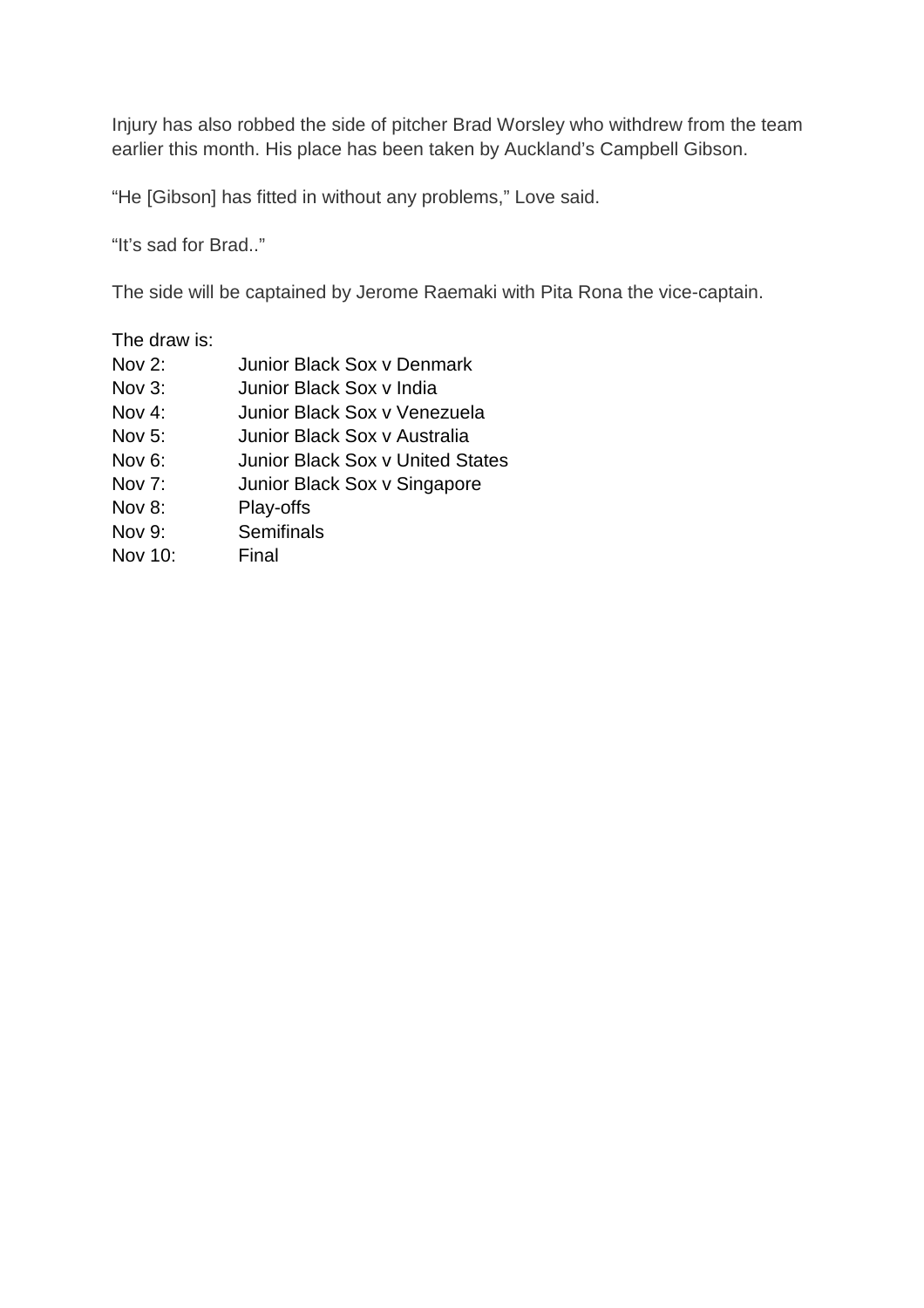Injury has also robbed the side of pitcher Brad Worsley who withdrew from the team earlier this month. His place has been taken by Auckland's Campbell Gibson.

"He [Gibson] has fitted in without any problems," Love said.

"It's sad for Brad.."

The side will be captained by Jerome Raemaki with Pita Rona the vice-captain.

The draw is:

| | |
|---|---|
| Nov 2: | Junior Black Sox v Denmark |
| Nov 3: | Junior Black Sox v India |
| Nov 4: | Junior Black Sox v Venezuela |
| Nov 5: | Junior Black Sox v Australia |
| Nov 6: | Junior Black Sox v United States |
| Nov 7: | Junior Black Sox v Singapore |
| Nov 8: | Play-offs |
| Nov 9: | Semifinals |
| Nov 10: | Final |